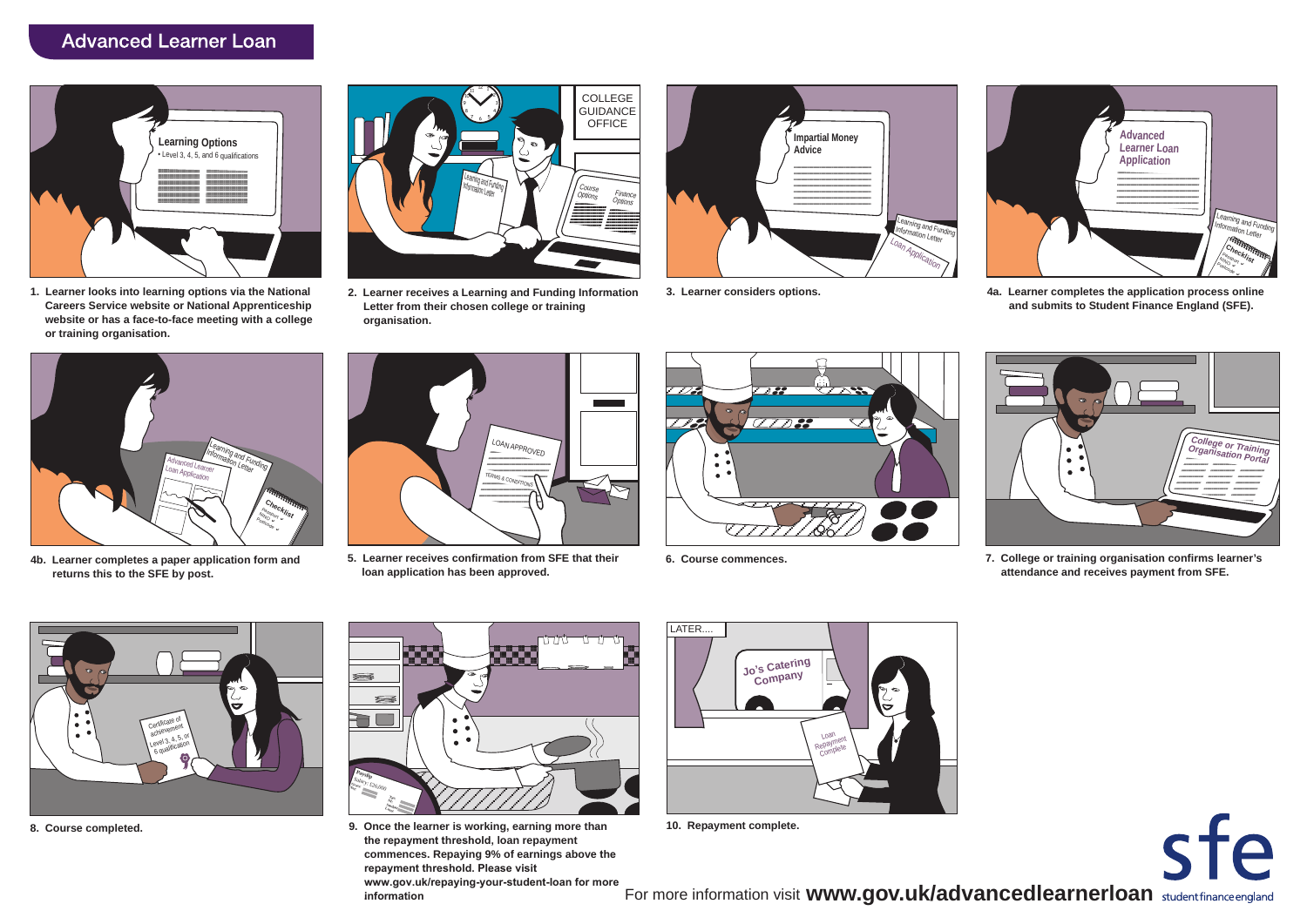# Advanced Learner Loan

1. Learner looks into learning options via the National Careers Service website or National Apprenticeship website or has a face-to-face meeting with a college or training organisation.

2. Learner receives a Learning and Funding Information Letter from their chosen college or training organisation.

3. Learner considers options.

4a. Learner completes the application process online and submits to Student Finance England (SFE).

4b. Learner completes a paper application form and returns this to the SFE by post.

5. Learner receives confirmation from SFE that their loan application has been approved.

6. Course commences.

7. College or training organisation confirms learner's attendance and receives payment from SFE.

8. Course completed.

9. Once the learner is working, earning more than the repayment threshold, loan repayment commences. Repaying 9% of earnings above the repayment threshold. Please visit www.gov.uk/repaying-your-student-loan for more information

10. Repayment complete.

For more information visit **www.gov.uk/advancedlearnerloan**

sfe student finance england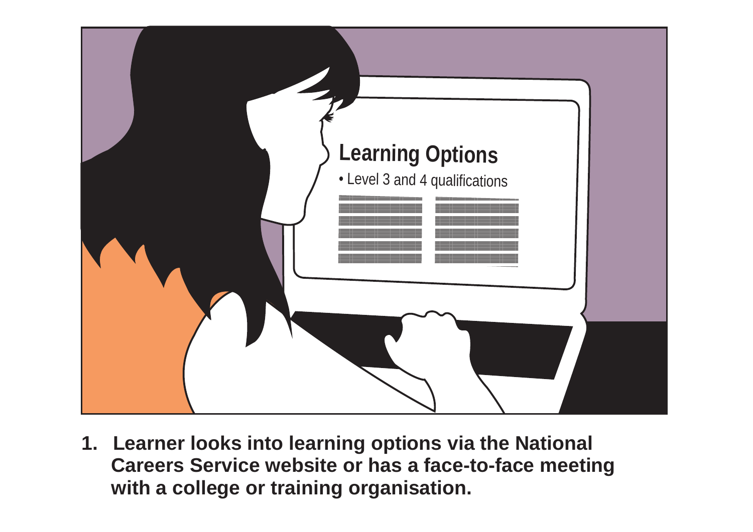1. Learner looks into learning options via the National Careers Service website or has a face-to-face meeting with a college or training organisation.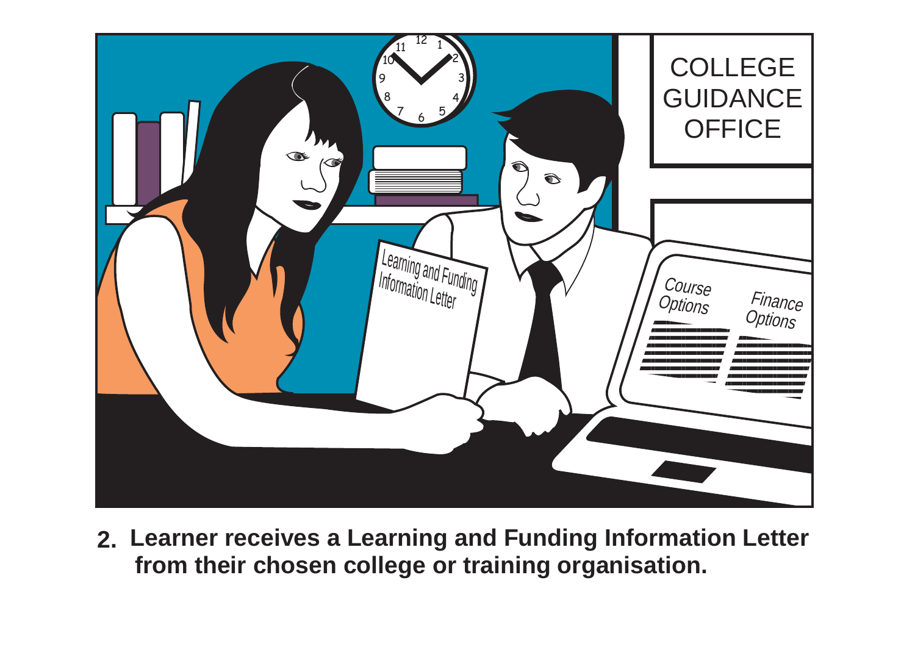2. **Learner receives a Learning and Funding Information Letter from their chosen college or training organisation.**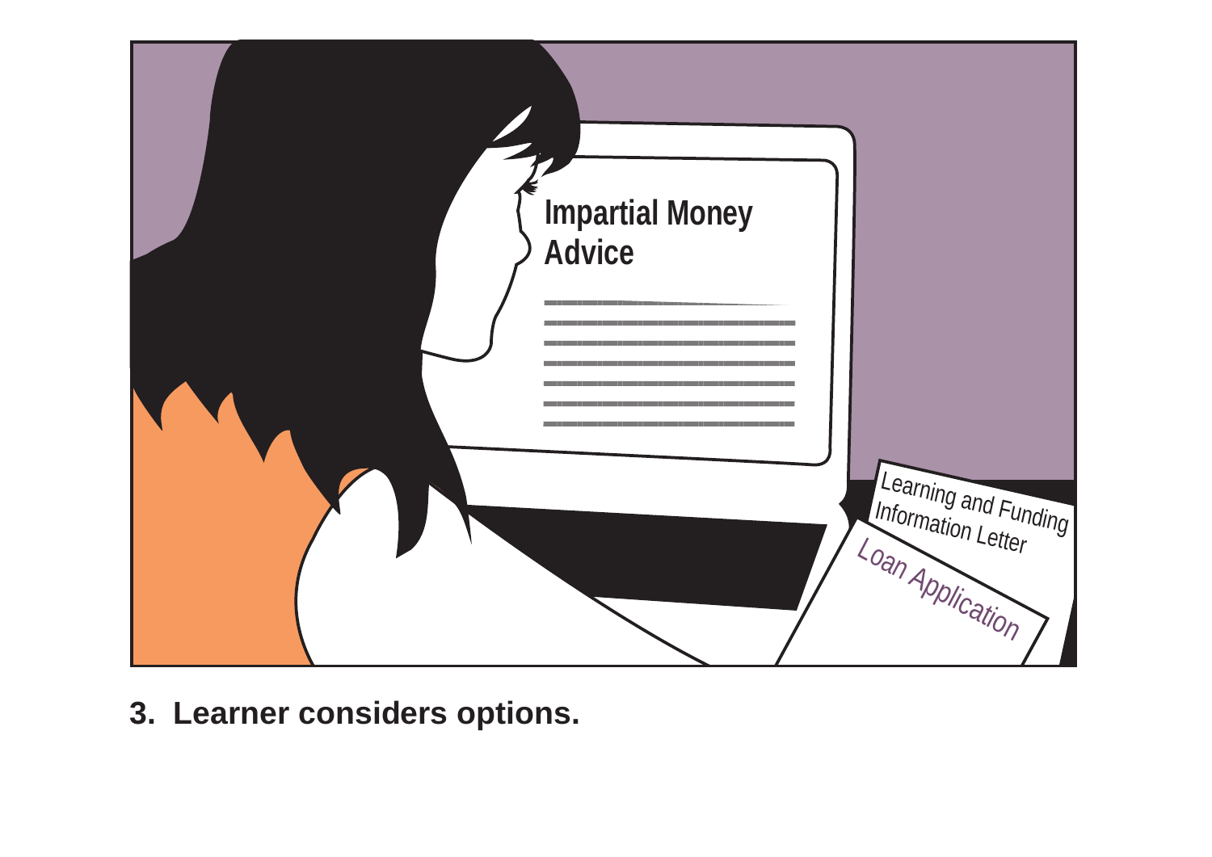Impartial Money Advice

Learning and Funding Information Letter

Loan Application

**3. Learner considers options.**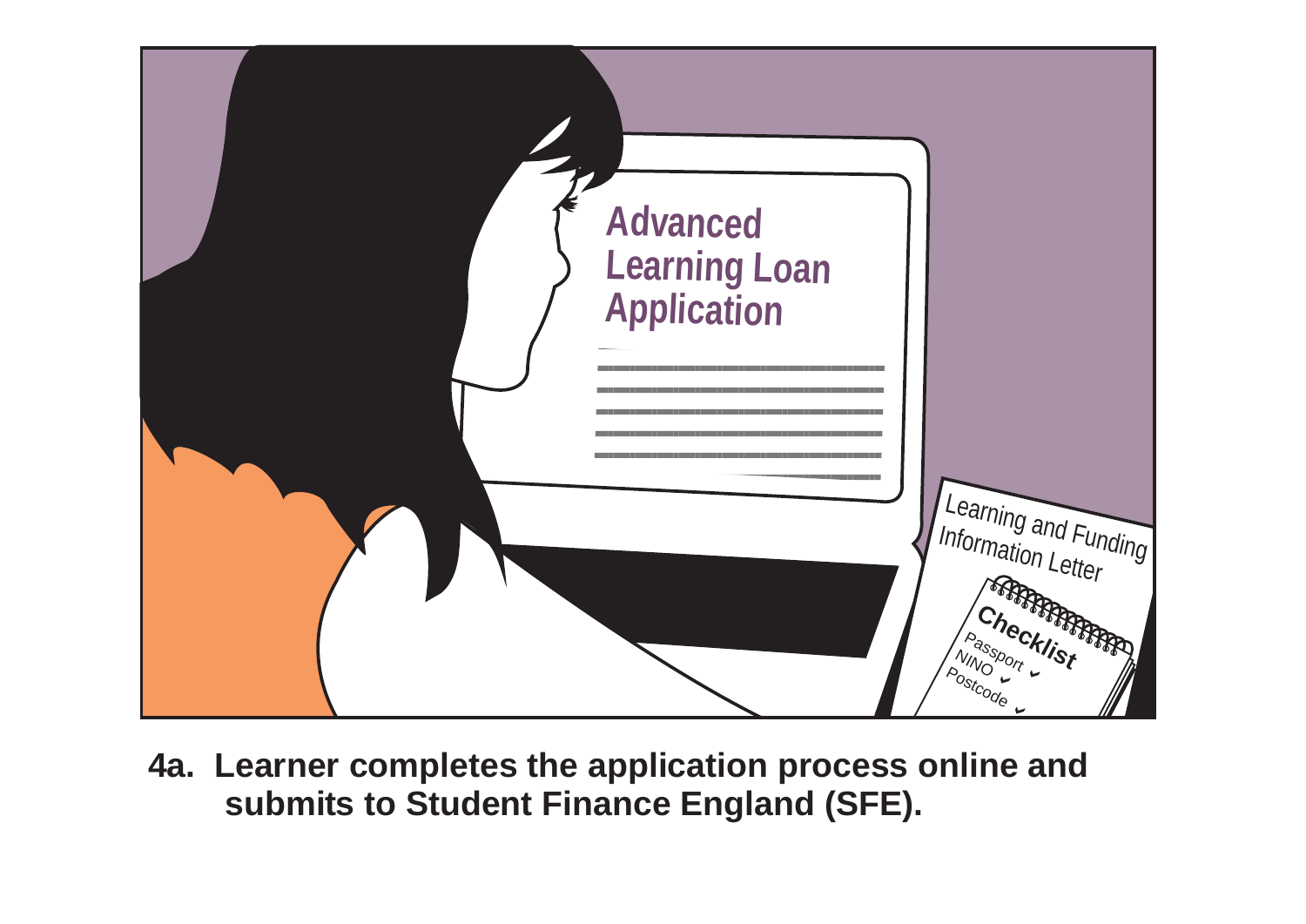4a. Learner completes the application process online and submits to Student Finance England (SFE).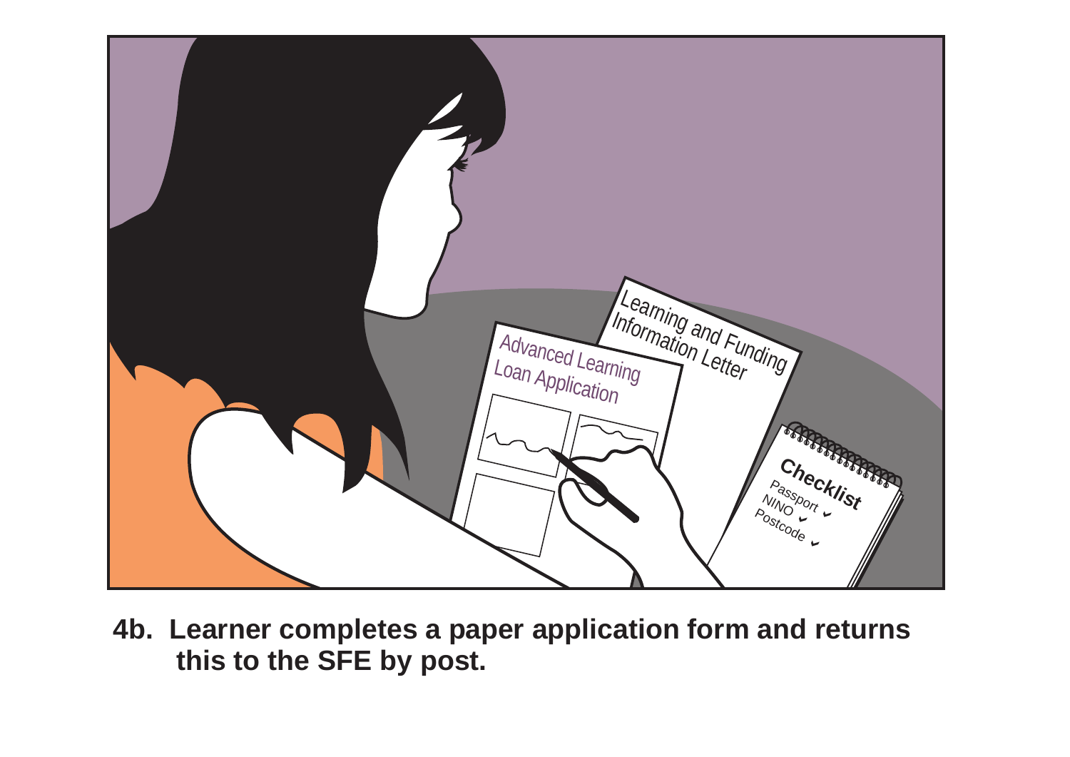**4b. Learner completes a paper application form and returns this to the SFE by post.**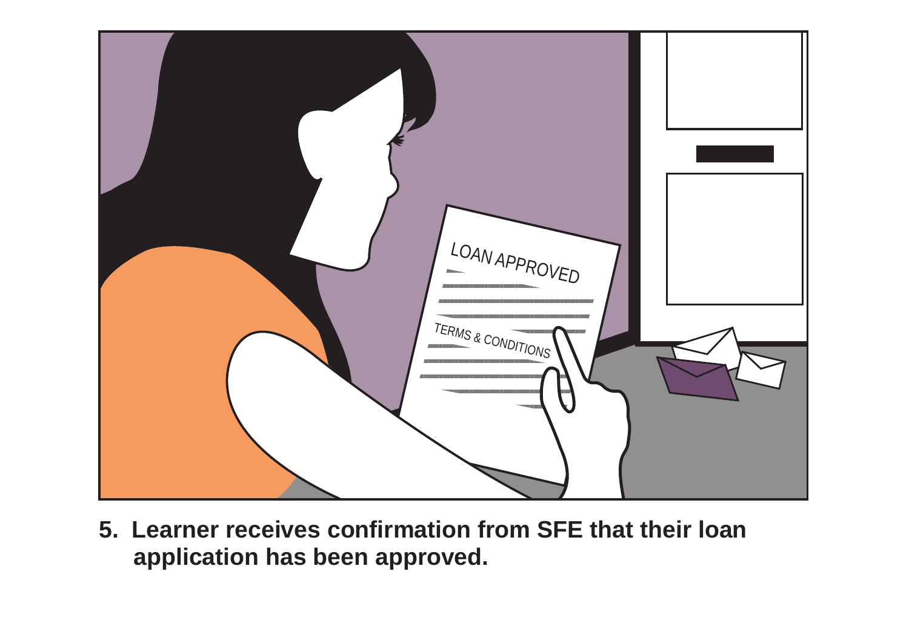5. **Learner receives confirmation from SFE that their loan application has been approved.**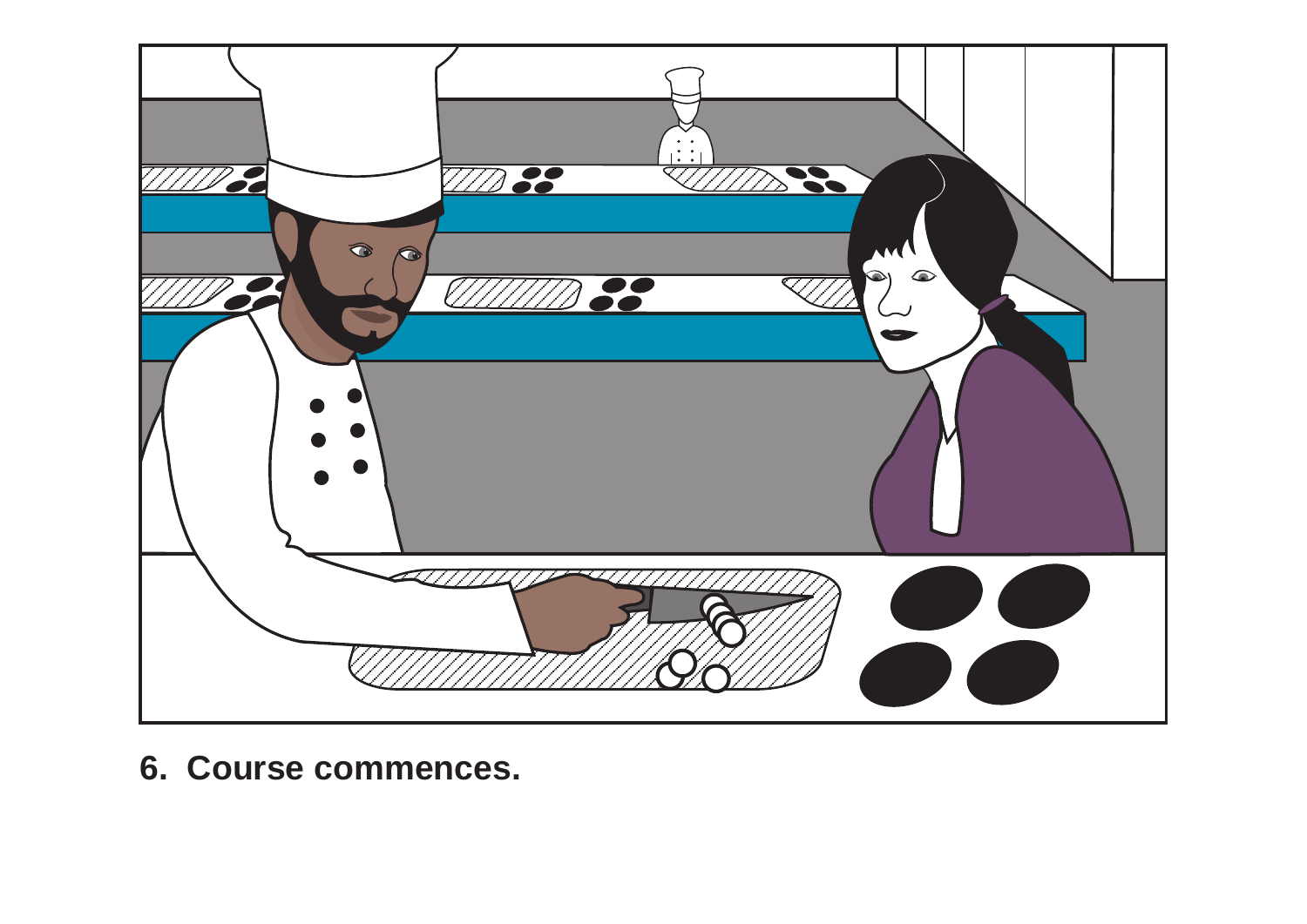**6. Course commences.**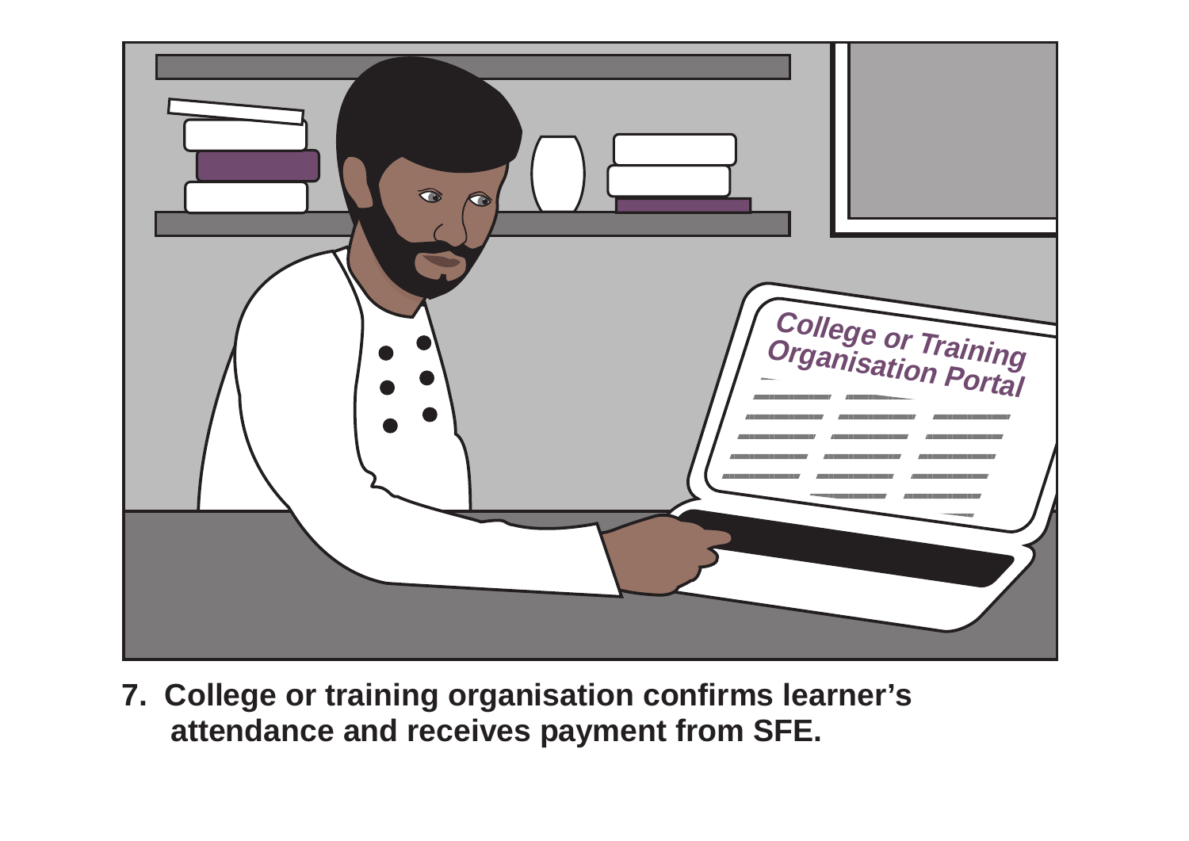7. College or training organisation confirms learner's attendance and receives payment from SFE.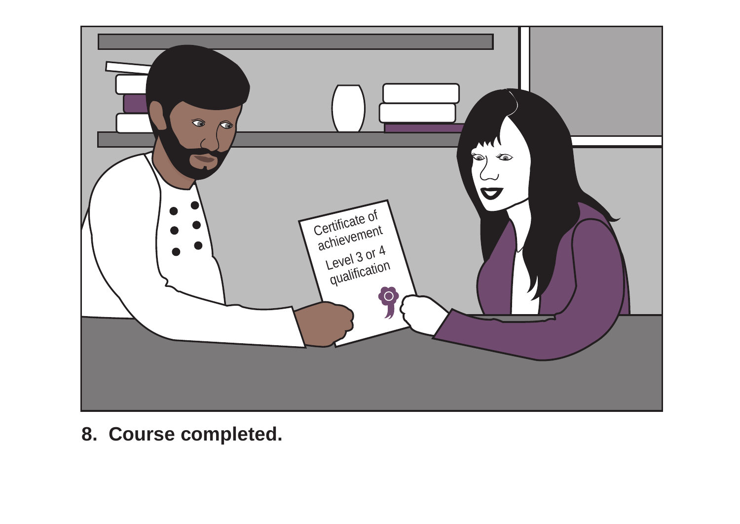8. Course completed.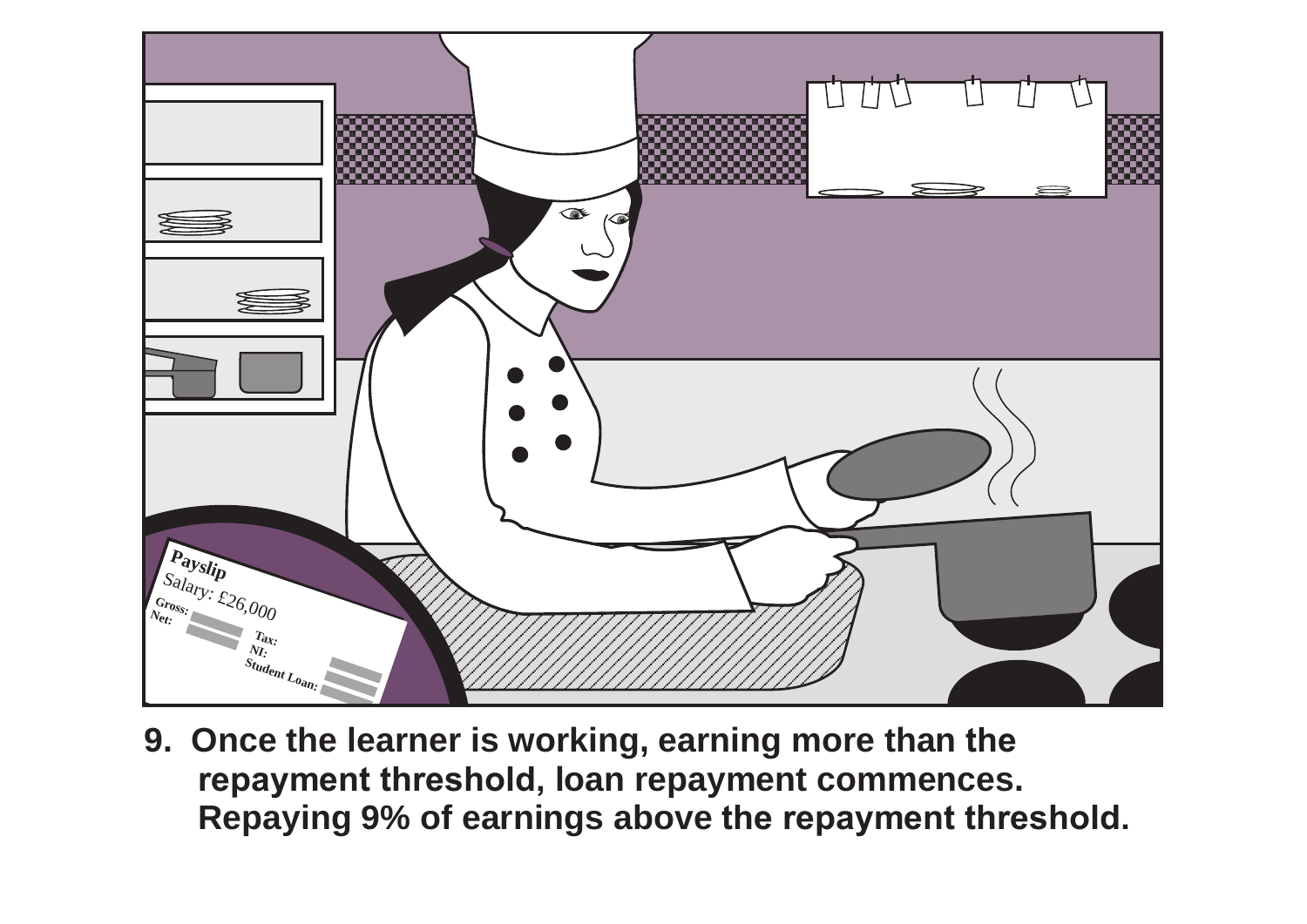9. Once the learner is working, earning more than the repayment threshold, loan repayment commences. Repaying 9% of earnings above the repayment threshold.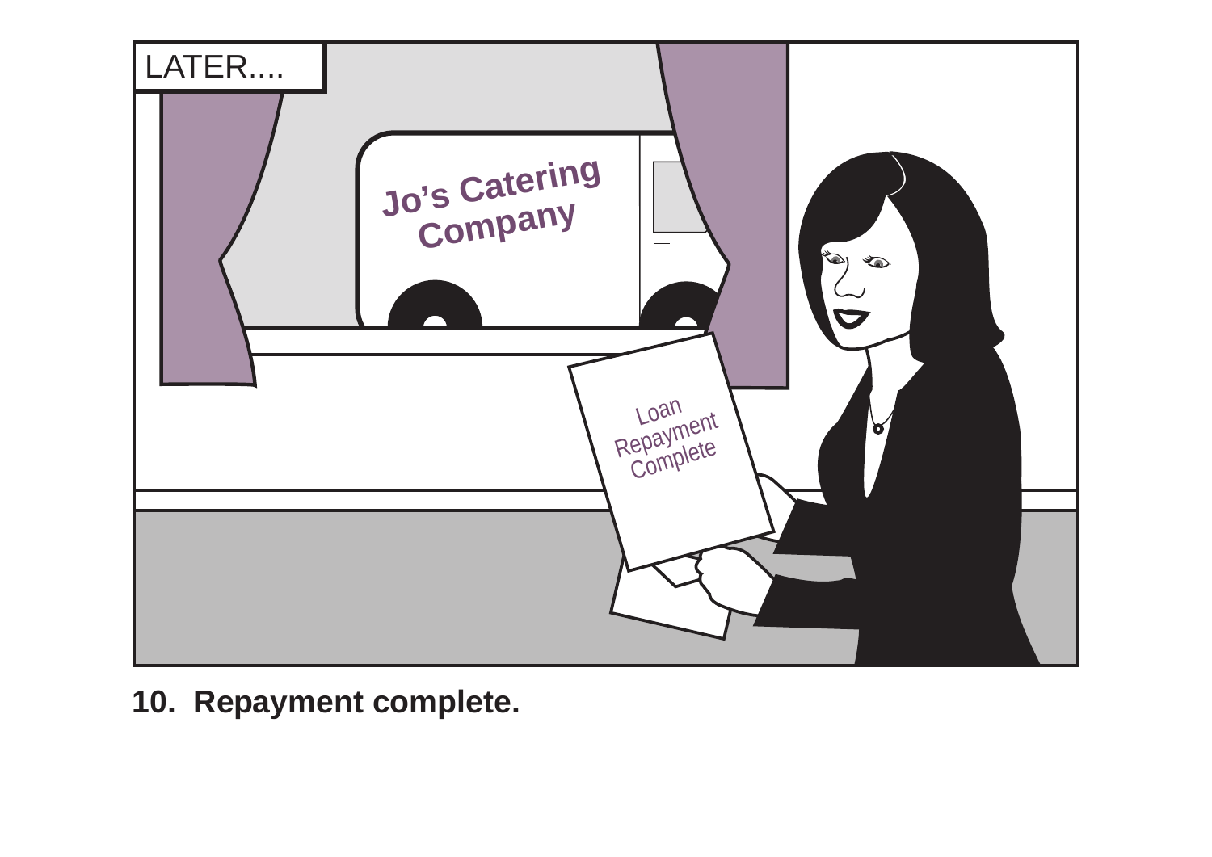LATER....

Jo's Catering Company

Loan Repayment Complete

**10. Repayment complete.**